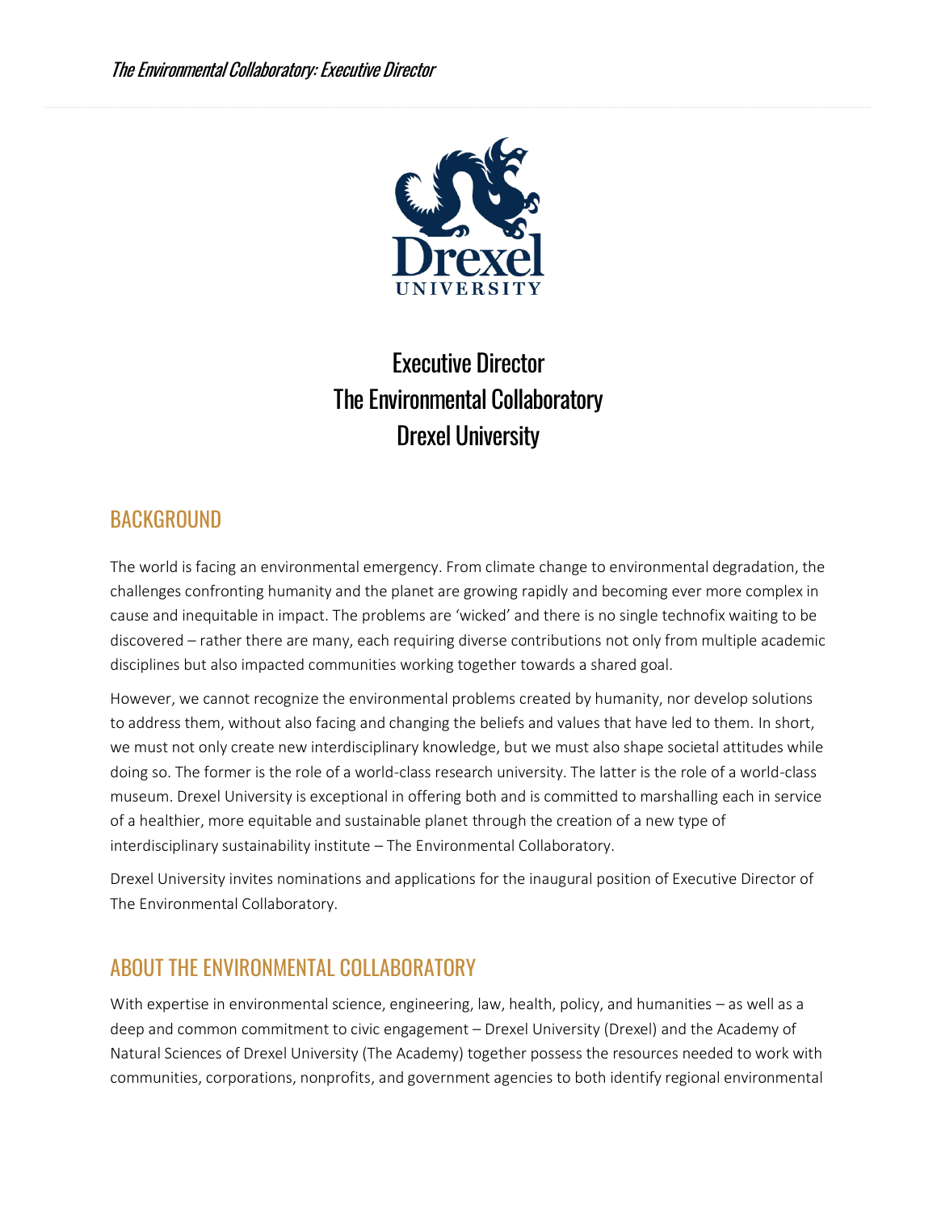# Executive Director
# The Environmental Collaboratory
# Drexel University

## BACKGROUND

The world is facing an environmental emergency. From climate change to environmental degradation, the challenges confronting humanity and the planet are growing rapidly and becoming ever more complex in cause and inequitable in impact. The problems are 'wicked' and there is no single technofix waiting to be discovered – rather there are many, each requiring diverse contributions not only from multiple academic disciplines but also impacted communities working together towards a shared goal.

However, we cannot recognize the environmental problems created by humanity, nor develop solutions to address them, without also facing and changing the beliefs and values that have led to them. In short, we must not only create new interdisciplinary knowledge, but we must also shape societal attitudes while doing so. The former is the role of a world-class research university. The latter is the role of a world-class museum. Drexel University is exceptional in offering both and is committed to marshalling each in service of a healthier, more equitable and sustainable planet through the creation of a new type of interdisciplinary sustainability institute – The Environmental Collaboratory.

Drexel University invites nominations and applications for the inaugural position of Executive Director of The Environmental Collaboratory.

## ABOUT THE ENVIRONMENTAL COLLABORATORY

With expertise in environmental science, engineering, law, health, policy, and humanities – as well as a deep and common commitment to civic engagement – Drexel University (Drexel) and the Academy of Natural Sciences of Drexel University (The Academy) together possess the resources needed to work with communities, corporations, nonprofits, and government agencies to both identify regional environmental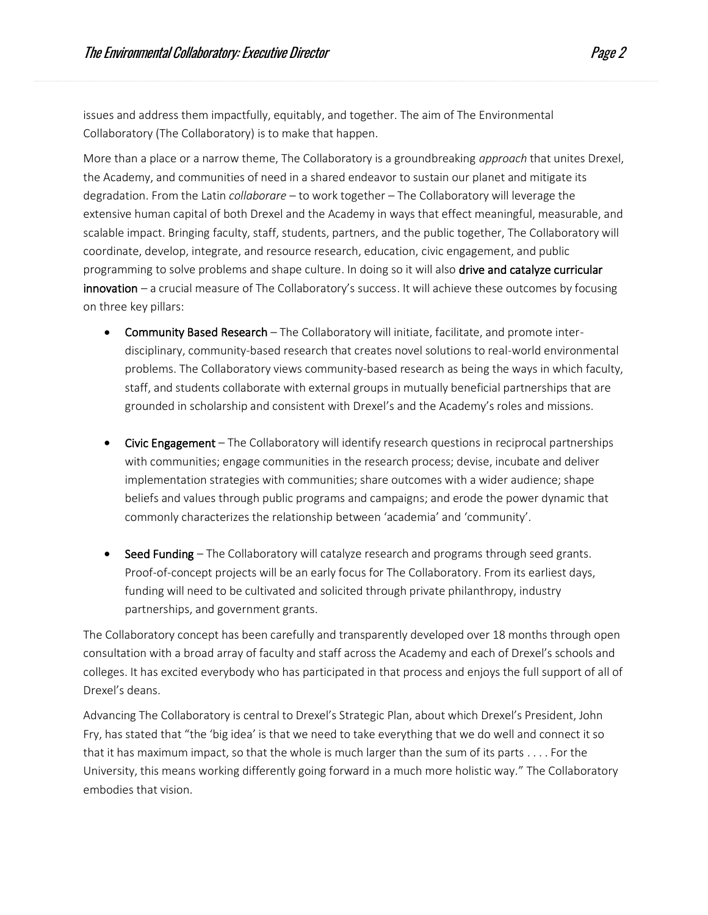issues and address them impactfully, equitably, and together. The aim of The Environmental Collaboratory (The Collaboratory) is to make that happen.

More than a place or a narrow theme, The Collaboratory is a groundbreaking *approach* that unites Drexel, the Academy, and communities of need in a shared endeavor to sustain our planet and mitigate its degradation. From the Latin *collaborare* – to work together – The Collaboratory will leverage the extensive human capital of both Drexel and the Academy in ways that effect meaningful, measurable, and scalable impact. Bringing faculty, staff, students, partners, and the public together, The Collaboratory will coordinate, develop, integrate, and resource research, education, civic engagement, and public programming to solve problems and shape culture. In doing so it will also **drive and catalyze curricular innovation** – a crucial measure of The Collaboratory's success. It will achieve these outcomes by focusing on three key pillars:

- **Community Based Research** – The Collaboratory will initiate, facilitate, and promote inter-disciplinary, community-based research that creates novel solutions to real-world environmental problems. The Collaboratory views community-based research as being the ways in which faculty, staff, and students collaborate with external groups in mutually beneficial partnerships that are grounded in scholarship and consistent with Drexel's and the Academy's roles and missions.

- **Civic Engagement** – The Collaboratory will identify research questions in reciprocal partnerships with communities; engage communities in the research process; devise, incubate and deliver implementation strategies with communities; share outcomes with a wider audience; shape beliefs and values through public programs and campaigns; and erode the power dynamic that commonly characterizes the relationship between 'academia' and 'community'.

- **Seed Funding** – The Collaboratory will catalyze research and programs through seed grants. Proof-of-concept projects will be an early focus for The Collaboratory. From its earliest days, funding will need to be cultivated and solicited through private philanthropy, industry partnerships, and government grants.

The Collaboratory concept has been carefully and transparently developed over 18 months through open consultation with a broad array of faculty and staff across the Academy and each of Drexel's schools and colleges. It has excited everybody who has participated in that process and enjoys the full support of all of Drexel's deans.

Advancing The Collaboratory is central to Drexel's Strategic Plan, about which Drexel's President, John Fry, has stated that "the 'big idea' is that we need to take everything that we do well and connect it so that it has maximum impact, so that the whole is much larger than the sum of its parts . . . . For the University, this means working differently going forward in a much more holistic way." The Collaboratory embodies that vision.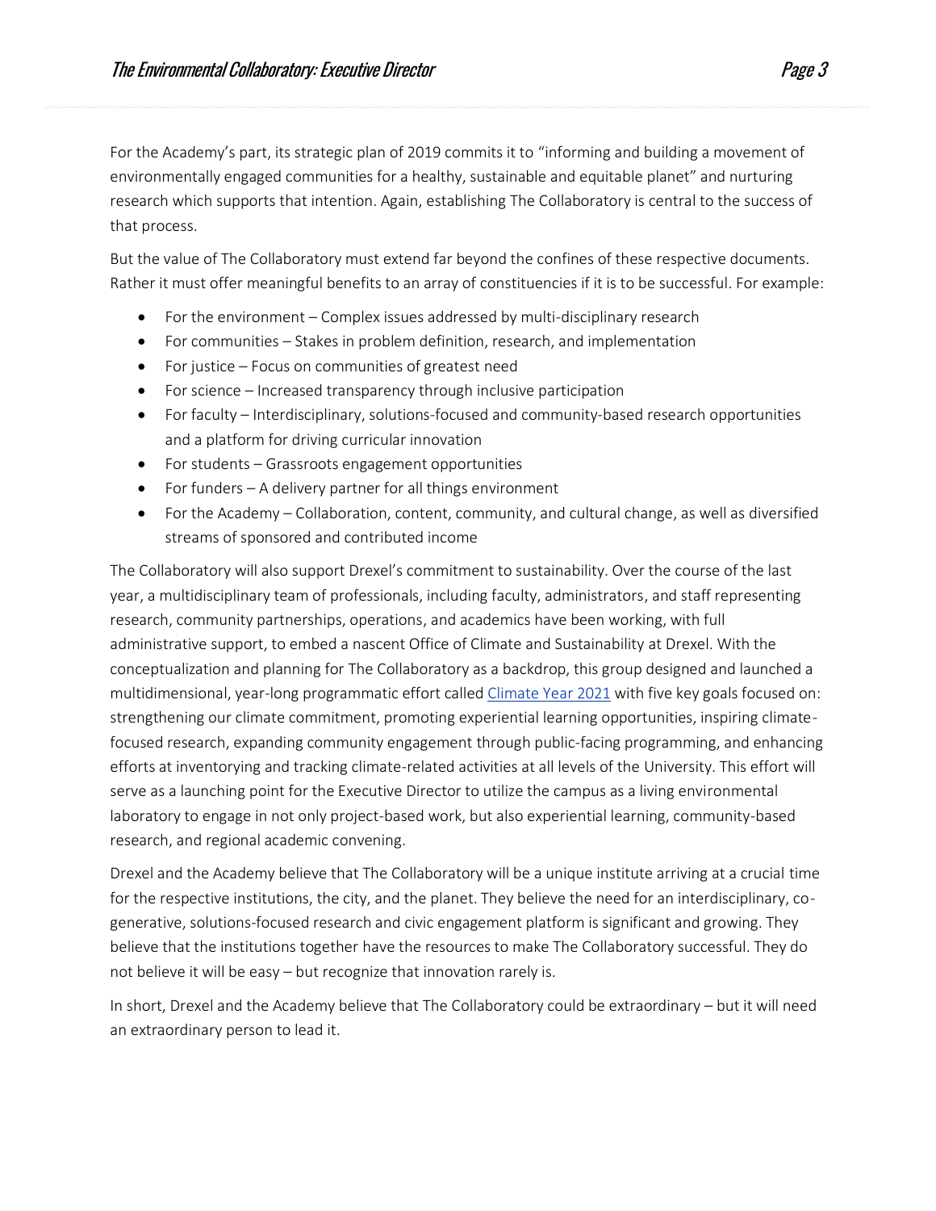For the Academy's part, its strategic plan of 2019 commits it to "informing and building a movement of environmentally engaged communities for a healthy, sustainable and equitable planet" and nurturing research which supports that intention. Again, establishing The Collaboratory is central to the success of that process.

But the value of The Collaboratory must extend far beyond the confines of these respective documents. Rather it must offer meaningful benefits to an array of constituencies if it is to be successful. For example:

- For the environment – Complex issues addressed by multi-disciplinary research
- For communities – Stakes in problem definition, research, and implementation
- For justice – Focus on communities of greatest need
- For science – Increased transparency through inclusive participation
- For faculty – Interdisciplinary, solutions-focused and community-based research opportunities and a platform for driving curricular innovation
- For students – Grassroots engagement opportunities
- For funders – A delivery partner for all things environment
- For the Academy – Collaboration, content, community, and cultural change, as well as diversified streams of sponsored and contributed income

The Collaboratory will also support Drexel's commitment to sustainability. Over the course of the last year, a multidisciplinary team of professionals, including faculty, administrators, and staff representing research, community partnerships, operations, and academics have been working, with full administrative support, to embed a nascent Office of Climate and Sustainability at Drexel. With the conceptualization and planning for The Collaboratory as a backdrop, this group designed and launched a multidimensional, year-long programmatic effort called Climate Year 2021 with five key goals focused on: strengthening our climate commitment, promoting experiential learning opportunities, inspiring climate-focused research, expanding community engagement through public-facing programming, and enhancing efforts at inventorying and tracking climate-related activities at all levels of the University. This effort will serve as a launching point for the Executive Director to utilize the campus as a living environmental laboratory to engage in not only project-based work, but also experiential learning, community-based research, and regional academic convening.

Drexel and the Academy believe that The Collaboratory will be a unique institute arriving at a crucial time for the respective institutions, the city, and the planet. They believe the need for an interdisciplinary, co-generative, solutions-focused research and civic engagement platform is significant and growing. They believe that the institutions together have the resources to make The Collaboratory successful. They do not believe it will be easy – but recognize that innovation rarely is.

In short, Drexel and the Academy believe that The Collaboratory could be extraordinary – but it will need an extraordinary person to lead it.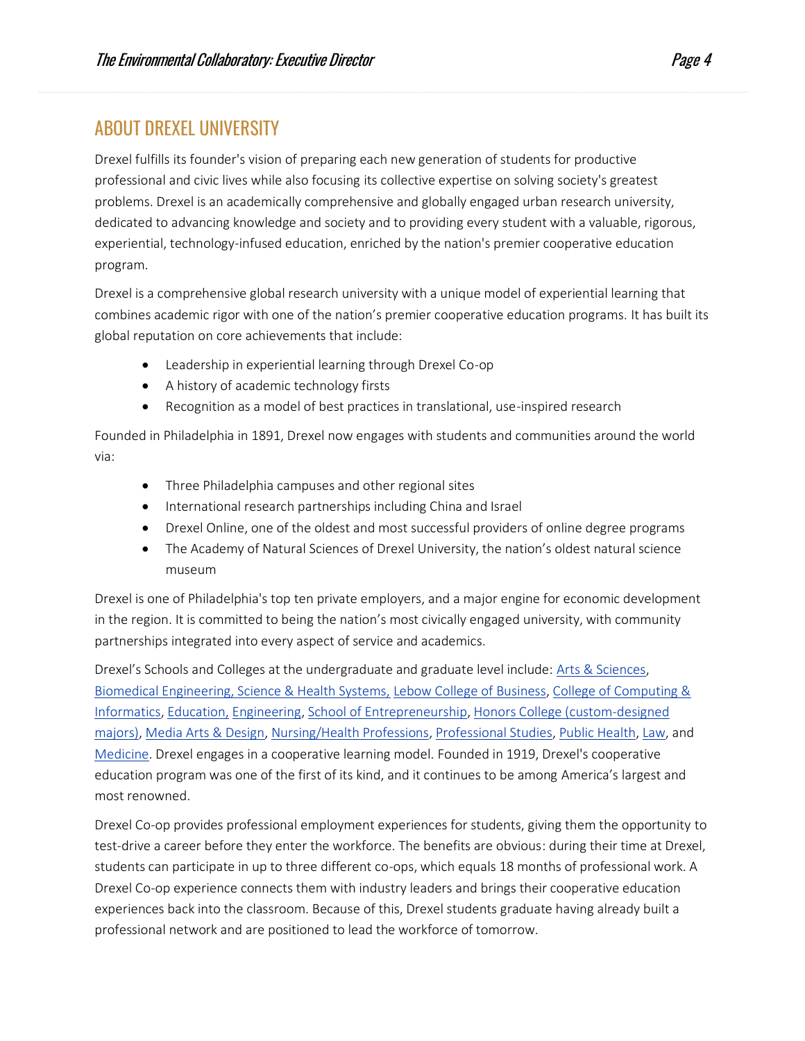## ABOUT DREXEL UNIVERSITY

Drexel fulfills its founder's vision of preparing each new generation of students for productive professional and civic lives while also focusing its collective expertise on solving society's greatest problems. Drexel is an academically comprehensive and globally engaged urban research university, dedicated to advancing knowledge and society and to providing every student with a valuable, rigorous, experiential, technology-infused education, enriched by the nation's premier cooperative education program.

Drexel is a comprehensive global research university with a unique model of experiential learning that combines academic rigor with one of the nation's premier cooperative education programs. It has built its global reputation on core achievements that include:

- Leadership in experiential learning through Drexel Co-op
- A history of academic technology firsts
- Recognition as a model of best practices in translational, use-inspired research

Founded in Philadelphia in 1891, Drexel now engages with students and communities around the world via:

- Three Philadelphia campuses and other regional sites
- International research partnerships including China and Israel
- Drexel Online, one of the oldest and most successful providers of online degree programs
- The Academy of Natural Sciences of Drexel University, the nation's oldest natural science museum

Drexel is one of Philadelphia's top ten private employers, and a major engine for economic development in the region. It is committed to being the nation's most civically engaged university, with community partnerships integrated into every aspect of service and academics.

Drexel's Schools and Colleges at the undergraduate and graduate level include: Arts & Sciences, Biomedical Engineering, Science & Health Systems, Lebow College of Business, College of Computing & Informatics, Education, Engineering, School of Entrepreneurship, Honors College (custom-designed majors), Media Arts & Design, Nursing/Health Professions, Professional Studies, Public Health, Law, and Medicine. Drexel engages in a cooperative learning model. Founded in 1919, Drexel's cooperative education program was one of the first of its kind, and it continues to be among America's largest and most renowned.

Drexel Co-op provides professional employment experiences for students, giving them the opportunity to test-drive a career before they enter the workforce. The benefits are obvious: during their time at Drexel, students can participate in up to three different co-ops, which equals 18 months of professional work. A Drexel Co-op experience connects them with industry leaders and brings their cooperative education experiences back into the classroom. Because of this, Drexel students graduate having already built a professional network and are positioned to lead the workforce of tomorrow.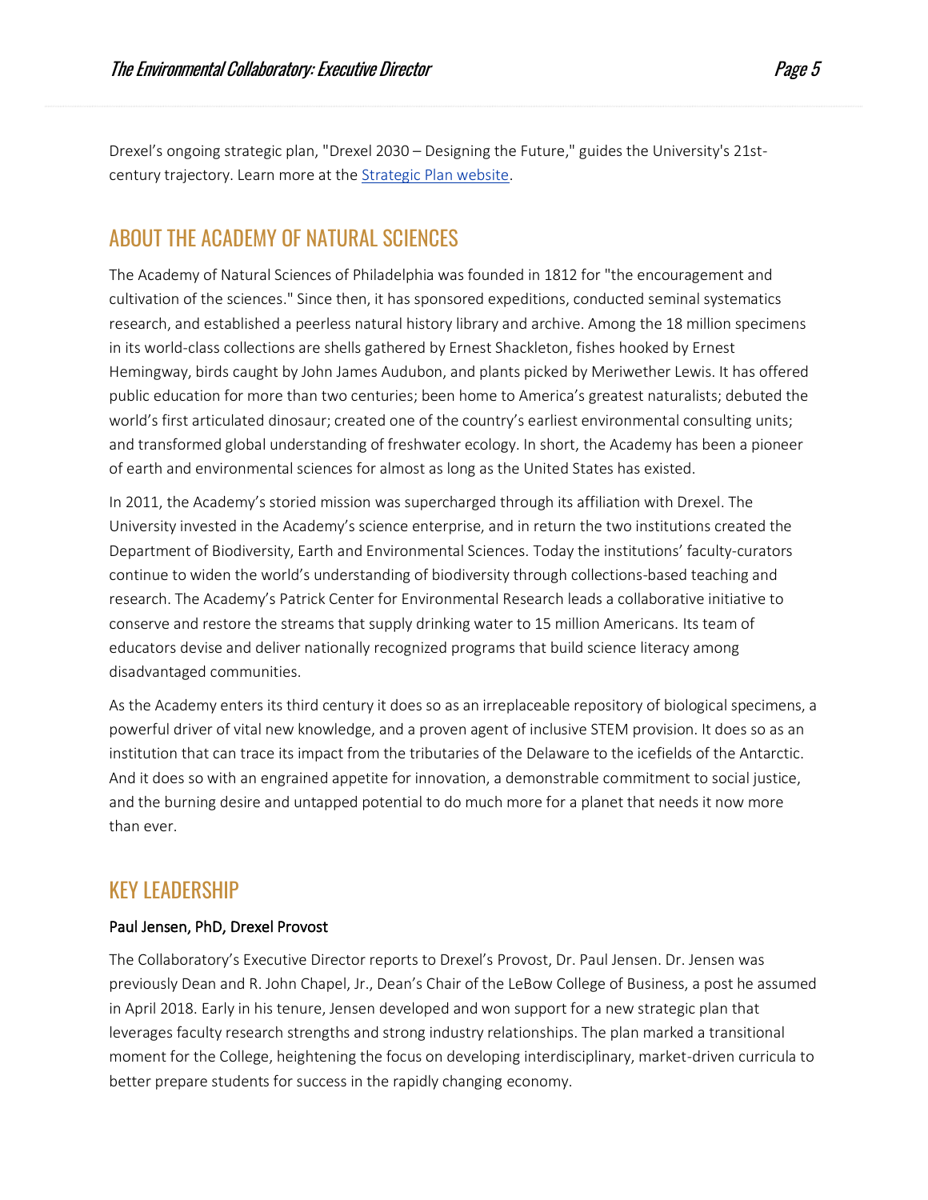Drexel's ongoing strategic plan, "Drexel 2030 – Designing the Future," guides the University's 21st-century trajectory. Learn more at the [Strategic Plan website](Strategic Plan website).

## ABOUT THE ACADEMY OF NATURAL SCIENCES

The Academy of Natural Sciences of Philadelphia was founded in 1812 for "the encouragement and cultivation of the sciences." Since then, it has sponsored expeditions, conducted seminal systematics research, and established a peerless natural history library and archive. Among the 18 million specimens in its world-class collections are shells gathered by Ernest Shackleton, fishes hooked by Ernest Hemingway, birds caught by John James Audubon, and plants picked by Meriwether Lewis. It has offered public education for more than two centuries; been home to America's greatest naturalists; debuted the world's first articulated dinosaur; created one of the country's earliest environmental consulting units; and transformed global understanding of freshwater ecology. In short, the Academy has been a pioneer of earth and environmental sciences for almost as long as the United States has existed.

In 2011, the Academy's storied mission was supercharged through its affiliation with Drexel. The University invested in the Academy's science enterprise, and in return the two institutions created the Department of Biodiversity, Earth and Environmental Sciences. Today the institutions' faculty-curators continue to widen the world's understanding of biodiversity through collections-based teaching and research. The Academy's Patrick Center for Environmental Research leads a collaborative initiative to conserve and restore the streams that supply drinking water to 15 million Americans. Its team of educators devise and deliver nationally recognized programs that build science literacy among disadvantaged communities.

As the Academy enters its third century it does so as an irreplaceable repository of biological specimens, a powerful driver of vital new knowledge, and a proven agent of inclusive STEM provision. It does so as an institution that can trace its impact from the tributaries of the Delaware to the icefields of the Antarctic. And it does so with an engrained appetite for innovation, a demonstrable commitment to social justice, and the burning desire and untapped potential to do much more for a planet that needs it now more than ever.

## KEY LEADERSHIP

**Paul Jensen, PhD, Drexel Provost**

The Collaboratory's Executive Director reports to Drexel's Provost, Dr. Paul Jensen. Dr. Jensen was previously Dean and R. John Chapel, Jr., Dean's Chair of the LeBow College of Business, a post he assumed in April 2018. Early in his tenure, Jensen developed and won support for a new strategic plan that leverages faculty research strengths and strong industry relationships. The plan marked a transitional moment for the College, heightening the focus on developing interdisciplinary, market-driven curricula to better prepare students for success in the rapidly changing economy.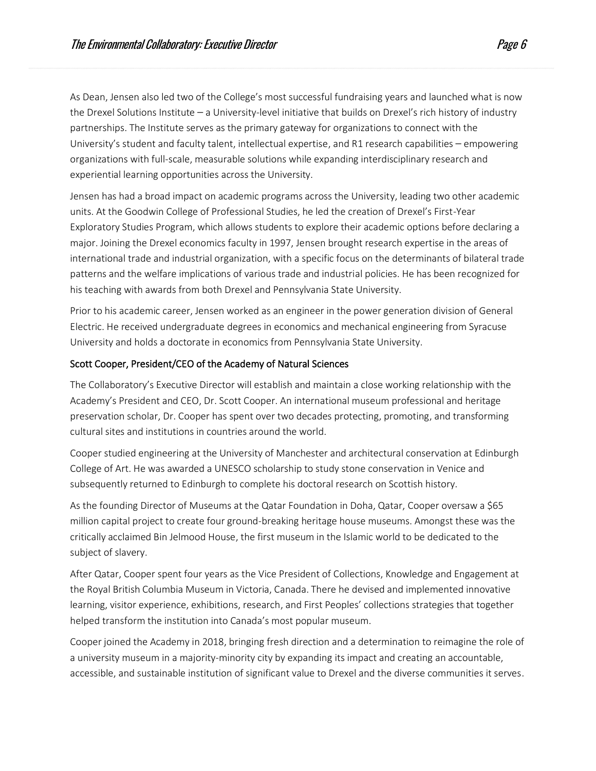As Dean, Jensen also led two of the College's most successful fundraising years and launched what is now the Drexel Solutions Institute – a University-level initiative that builds on Drexel's rich history of industry partnerships. The Institute serves as the primary gateway for organizations to connect with the University's student and faculty talent, intellectual expertise, and R1 research capabilities – empowering organizations with full-scale, measurable solutions while expanding interdisciplinary research and experiential learning opportunities across the University.

Jensen has had a broad impact on academic programs across the University, leading two other academic units. At the Goodwin College of Professional Studies, he led the creation of Drexel's First-Year Exploratory Studies Program, which allows students to explore their academic options before declaring a major. Joining the Drexel economics faculty in 1997, Jensen brought research expertise in the areas of international trade and industrial organization, with a specific focus on the determinants of bilateral trade patterns and the welfare implications of various trade and industrial policies. He has been recognized for his teaching with awards from both Drexel and Pennsylvania State University.

Prior to his academic career, Jensen worked as an engineer in the power generation division of General Electric. He received undergraduate degrees in economics and mechanical engineering from Syracuse University and holds a doctorate in economics from Pennsylvania State University.

### Scott Cooper, President/CEO of the Academy of Natural Sciences

The Collaboratory's Executive Director will establish and maintain a close working relationship with the Academy's President and CEO, Dr. Scott Cooper. An international museum professional and heritage preservation scholar, Dr. Cooper has spent over two decades protecting, promoting, and transforming cultural sites and institutions in countries around the world.

Cooper studied engineering at the University of Manchester and architectural conservation at Edinburgh College of Art. He was awarded a UNESCO scholarship to study stone conservation in Venice and subsequently returned to Edinburgh to complete his doctoral research on Scottish history.

As the founding Director of Museums at the Qatar Foundation in Doha, Qatar, Cooper oversaw a $65 million capital project to create four ground-breaking heritage house museums. Amongst these was the critically acclaimed Bin Jelmood House, the first museum in the Islamic world to be dedicated to the subject of slavery.

After Qatar, Cooper spent four years as the Vice President of Collections, Knowledge and Engagement at the Royal British Columbia Museum in Victoria, Canada. There he devised and implemented innovative learning, visitor experience, exhibitions, research, and First Peoples' collections strategies that together helped transform the institution into Canada's most popular museum.

Cooper joined the Academy in 2018, bringing fresh direction and a determination to reimagine the role of a university museum in a majority-minority city by expanding its impact and creating an accountable, accessible, and sustainable institution of significant value to Drexel and the diverse communities it serves.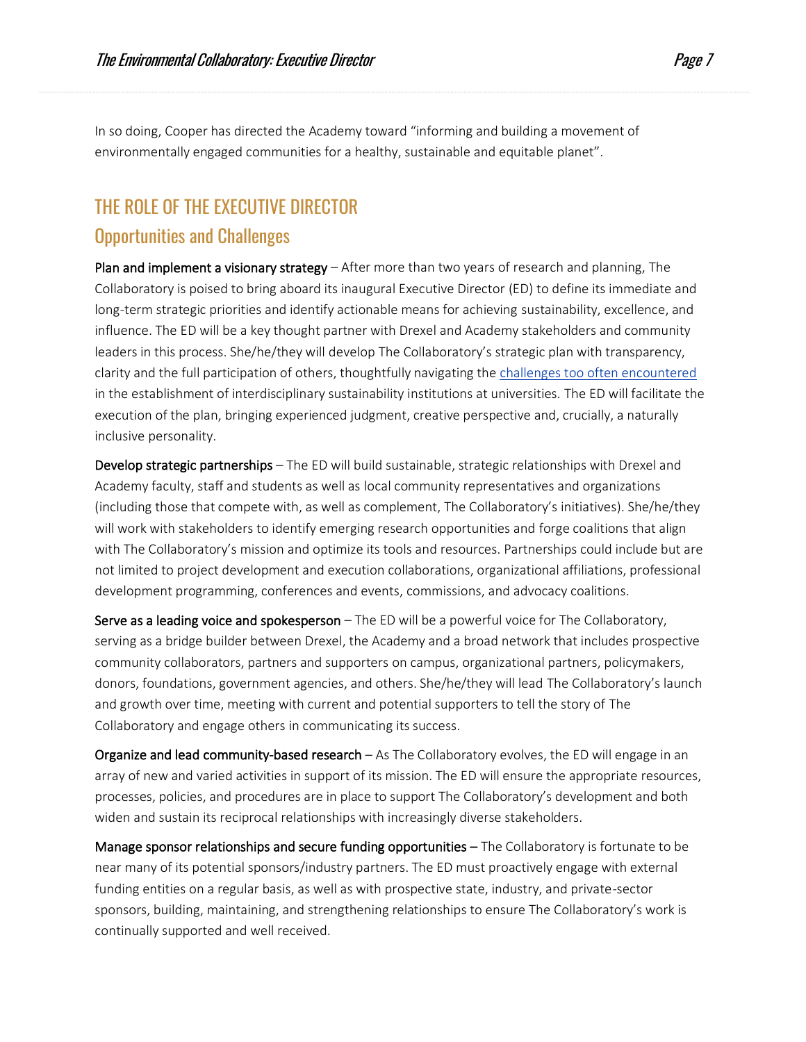In so doing, Cooper has directed the Academy toward "informing and building a movement of environmentally engaged communities for a healthy, sustainable and equitable planet".

# THE ROLE OF THE EXECUTIVE DIRECTOR

## Opportunities and Challenges

**Plan and implement a visionary strategy** – After more than two years of research and planning, The Collaboratory is poised to bring aboard its inaugural Executive Director (ED) to define its immediate and long-term strategic priorities and identify actionable means for achieving sustainability, excellence, and influence. The ED will be a key thought partner with Drexel and Academy stakeholders and community leaders in this process. She/he/they will develop The Collaboratory's strategic plan with transparency, clarity and the full participation of others, thoughtfully navigating the challenges too often encountered in the establishment of interdisciplinary sustainability institutions at universities. The ED will facilitate the execution of the plan, bringing experienced judgment, creative perspective and, crucially, a naturally inclusive personality.

**Develop strategic partnerships** – The ED will build sustainable, strategic relationships with Drexel and Academy faculty, staff and students as well as local community representatives and organizations (including those that compete with, as well as complement, The Collaboratory's initiatives). She/he/they will work with stakeholders to identify emerging research opportunities and forge coalitions that align with The Collaboratory's mission and optimize its tools and resources. Partnerships could include but are not limited to project development and execution collaborations, organizational affiliations, professional development programming, conferences and events, commissions, and advocacy coalitions.

**Serve as a leading voice and spokesperson** – The ED will be a powerful voice for The Collaboratory, serving as a bridge builder between Drexel, the Academy and a broad network that includes prospective community collaborators, partners and supporters on campus, organizational partners, policymakers, donors, foundations, government agencies, and others. She/he/they will lead The Collaboratory's launch and growth over time, meeting with current and potential supporters to tell the story of The Collaboratory and engage others in communicating its success.

**Organize and lead community-based research** – As The Collaboratory evolves, the ED will engage in an array of new and varied activities in support of its mission. The ED will ensure the appropriate resources, processes, policies, and procedures are in place to support The Collaboratory's development and both widen and sustain its reciprocal relationships with increasingly diverse stakeholders.

**Manage sponsor relationships and secure funding opportunities** – The Collaboratory is fortunate to be near many of its potential sponsors/industry partners. The ED must proactively engage with external funding entities on a regular basis, as well as with prospective state, industry, and private-sector sponsors, building, maintaining, and strengthening relationships to ensure The Collaboratory's work is continually supported and well received.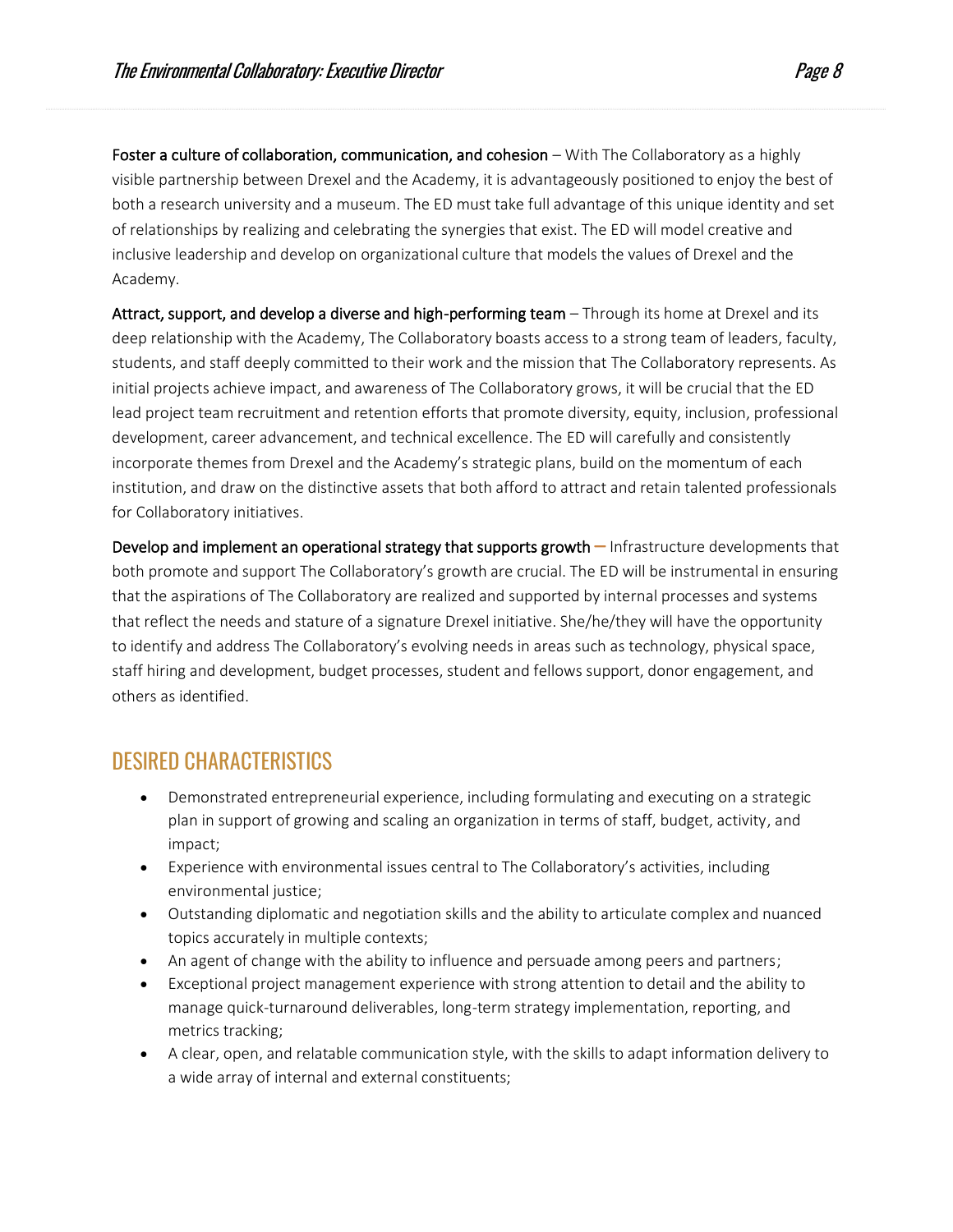**Foster a culture of collaboration, communication, and cohesion** – With The Collaboratory as a highly visible partnership between Drexel and the Academy, it is advantageously positioned to enjoy the best of both a research university and a museum. The ED must take full advantage of this unique identity and set of relationships by realizing and celebrating the synergies that exist. The ED will model creative and inclusive leadership and develop on organizational culture that models the values of Drexel and the Academy.

**Attract, support, and develop a diverse and high-performing team** – Through its home at Drexel and its deep relationship with the Academy, The Collaboratory boasts access to a strong team of leaders, faculty, students, and staff deeply committed to their work and the mission that The Collaboratory represents. As initial projects achieve impact, and awareness of The Collaboratory grows, it will be crucial that the ED lead project team recruitment and retention efforts that promote diversity, equity, inclusion, professional development, career advancement, and technical excellence. The ED will carefully and consistently incorporate themes from Drexel and the Academy's strategic plans, build on the momentum of each institution, and draw on the distinctive assets that both afford to attract and retain talented professionals for Collaboratory initiatives.

**Develop and implement an operational strategy that supports growth** – Infrastructure developments that both promote and support The Collaboratory's growth are crucial. The ED will be instrumental in ensuring that the aspirations of The Collaboratory are realized and supported by internal processes and systems that reflect the needs and stature of a signature Drexel initiative. She/he/they will have the opportunity to identify and address The Collaboratory's evolving needs in areas such as technology, physical space, staff hiring and development, budget processes, student and fellows support, donor engagement, and others as identified.

## DESIRED CHARACTERISTICS

- Demonstrated entrepreneurial experience, including formulating and executing on a strategic plan in support of growing and scaling an organization in terms of staff, budget, activity, and impact;
- Experience with environmental issues central to The Collaboratory's activities, including environmental justice;
- Outstanding diplomatic and negotiation skills and the ability to articulate complex and nuanced topics accurately in multiple contexts;
- An agent of change with the ability to influence and persuade among peers and partners;
- Exceptional project management experience with strong attention to detail and the ability to manage quick-turnaround deliverables, long-term strategy implementation, reporting, and metrics tracking;
- A clear, open, and relatable communication style, with the skills to adapt information delivery to a wide array of internal and external constituents;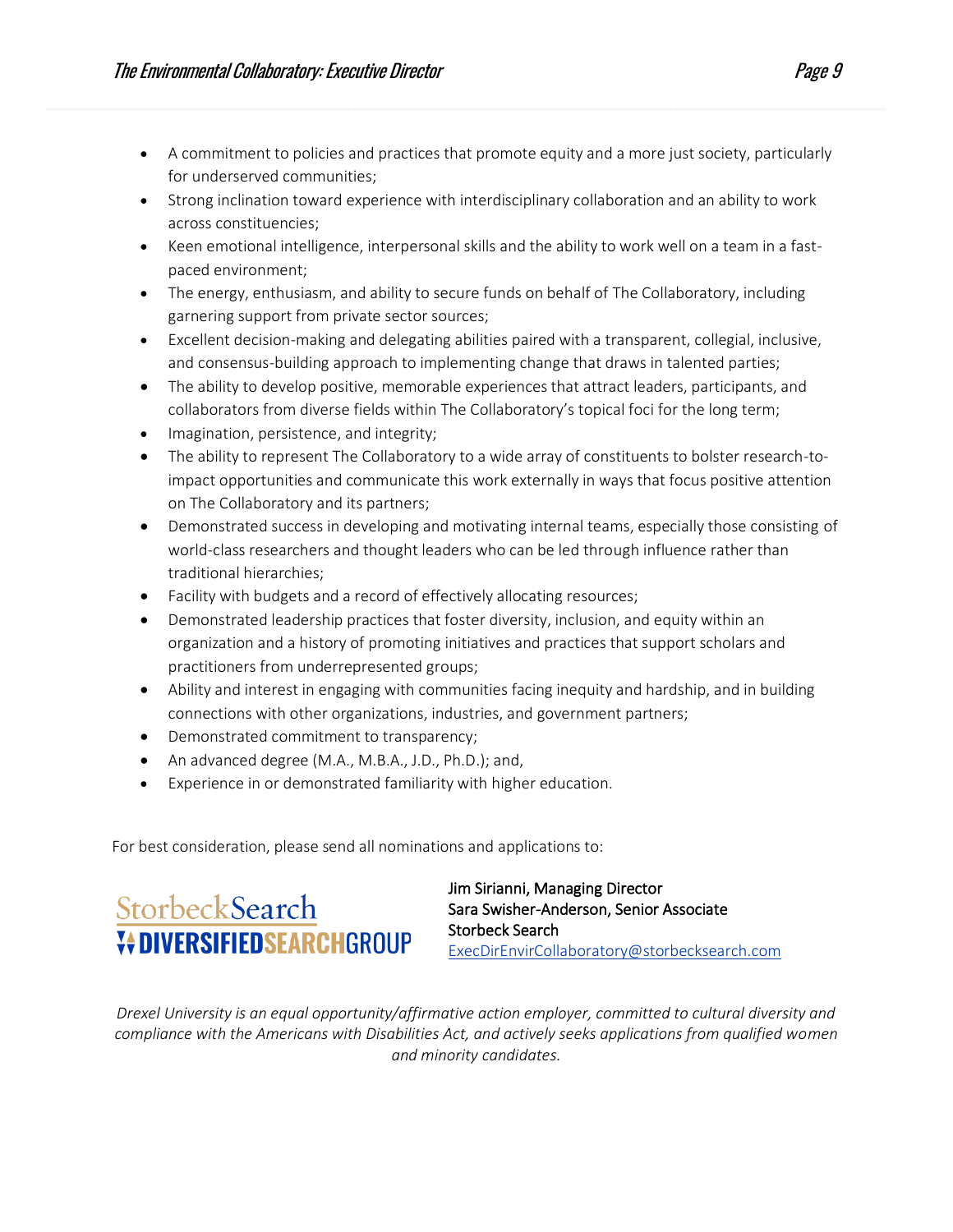- A commitment to policies and practices that promote equity and a more just society, particularly for underserved communities;
- Strong inclination toward experience with interdisciplinary collaboration and an ability to work across constituencies;
- Keen emotional intelligence, interpersonal skills and the ability to work well on a team in a fast-paced environment;
- The energy, enthusiasm, and ability to secure funds on behalf of The Collaboratory, including garnering support from private sector sources;
- Excellent decision-making and delegating abilities paired with a transparent, collegial, inclusive, and consensus-building approach to implementing change that draws in talented parties;
- The ability to develop positive, memorable experiences that attract leaders, participants, and collaborators from diverse fields within The Collaboratory's topical foci for the long term;
- Imagination, persistence, and integrity;
- The ability to represent The Collaboratory to a wide array of constituents to bolster research-to-impact opportunities and communicate this work externally in ways that focus positive attention on The Collaboratory and its partners;
- Demonstrated success in developing and motivating internal teams, especially those consisting of world-class researchers and thought leaders who can be led through influence rather than traditional hierarchies;
- Facility with budgets and a record of effectively allocating resources;
- Demonstrated leadership practices that foster diversity, inclusion, and equity within an organization and a history of promoting initiatives and practices that support scholars and practitioners from underrepresented groups;
- Ability and interest in engaging with communities facing inequity and hardship, and in building connections with other organizations, industries, and government partners;
- Demonstrated commitment to transparency;
- An advanced degree (M.A., M.B.A., J.D., Ph.D.); and,
- Experience in or demonstrated familiarity with higher education.

For best consideration, please send all nominations and applications to:

StorbeckSearch
DIVERSIFIEDSEARCHGROUP

Jim Sirianni, Managing Director
Sara Swisher-Anderson, Senior Associate
Storbeck Search
ExecDirEnvirCollaboratory@storbecksearch.com

*Drexel University is an equal opportunity/affirmative action employer, committed to cultural diversity and compliance with the Americans with Disabilities Act, and actively seeks applications from qualified women and minority candidates.*